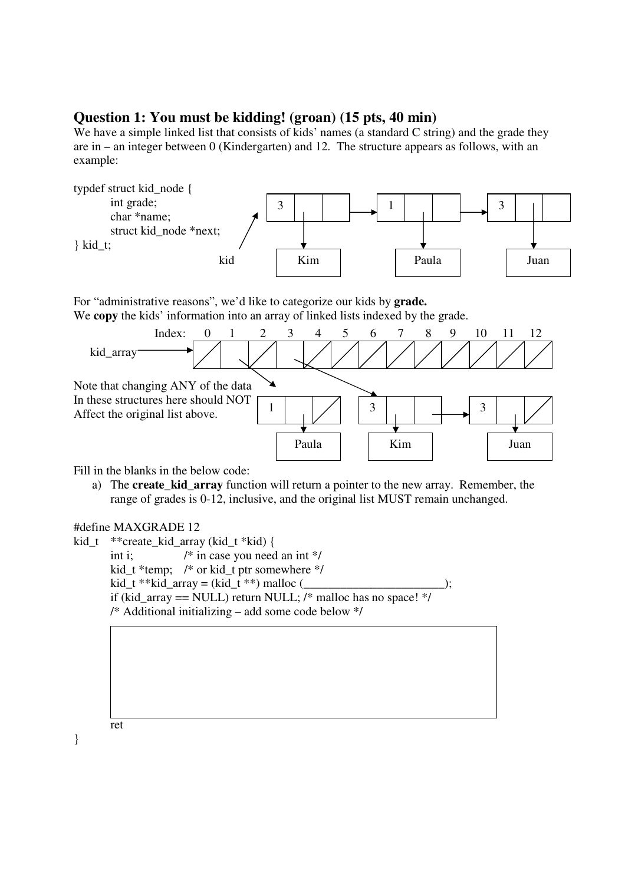## Question 1: You must be kidding! (groan) (15 pts, 40 min)

We have a simple linked list that consists of kids' names (a standard C string) and the grade they are in – an integer between 0 (Kindergarten) and 12. The structure appears as follows, with an example:

```
typdef struct kid_node {
        int grade;
        char *name;
        struct kid_node *next;
} kid_t;
```

kid

| 3 | | | → | 1 | | | → | 3 | | |
|---|---|---|---|---|---|---|---|---|---|---|

Kim Paula Juan

For "administrative reasons", we'd like to categorize our kids by **grade.**
We **copy** the kids' information into an array of linked lists indexed by the grade.

Index: 0 1 2 3 4 5 6 7 8 9 10 11 12

kid_array

Note that changing ANY of the data In these structures here should NOT Affect the original list above.

| 1 | | | | 3 | | | → | 3 | | |
|---|---|---|---|---|---|---|---|---|---|---|

Paula Kim Juan

Fill in the blanks in the below code:

a) The **create_kid_array** function will return a pointer to the new array. Remember, the range of grades is 0-12, inclusive, and the original list MUST remain unchanged.

```
#define MAXGRADE 12
kid_t    **create_kid_array (kid_t *kid) {
         int i;            /* in case you need an int */
         kid_t *temp;   /* or kid_t ptr somewhere */
         kid_t **kid_array = (kid_t **) malloc (________________________);
         if (kid_array == NULL) return NULL; /* malloc has no space! */
         /* Additional initializing – add some code below */




         ret
}
```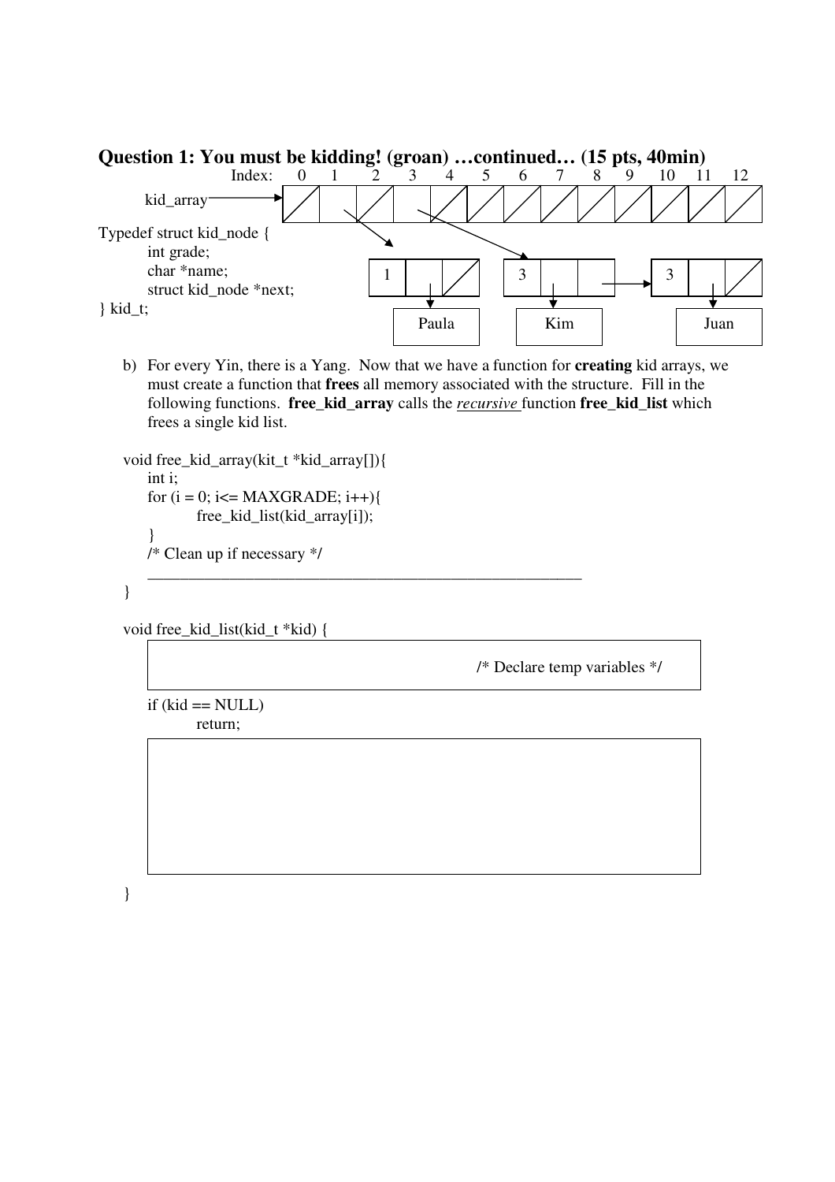## Question 1: You must be kidding! (groan) …continued… (15 pts, 40min)

Index: 0 1 2 3 4 5 6 7 8 9 10 11 12

kid_array

```
Typedef struct kid_node {
        int grade;
        char *name;
        struct kid_node *next;
} kid_t;
```

1 Paula　　3 Kim　　3 Juan

b) For every Yin, there is a Yang. Now that we have a function for **creating** kid arrays, we must create a function that **frees** all memory associated with the structure. Fill in the following functions. **free_kid_array** calls the *recursive* function **free_kid_list** which frees a single kid list.

```
void free_kid_array(kit_t *kid_array[]){
    int i;
    for (i = 0; i<= MAXGRADE; i++){
            free_kid_list(kid_array[i]);
    }
    /* Clean up if necessary */
    ________________________________________________
}

void free_kid_list(kid_t *kid) {
    
                                        /* Declare temp variables */

    if (kid == NULL)
            return;

    

}
```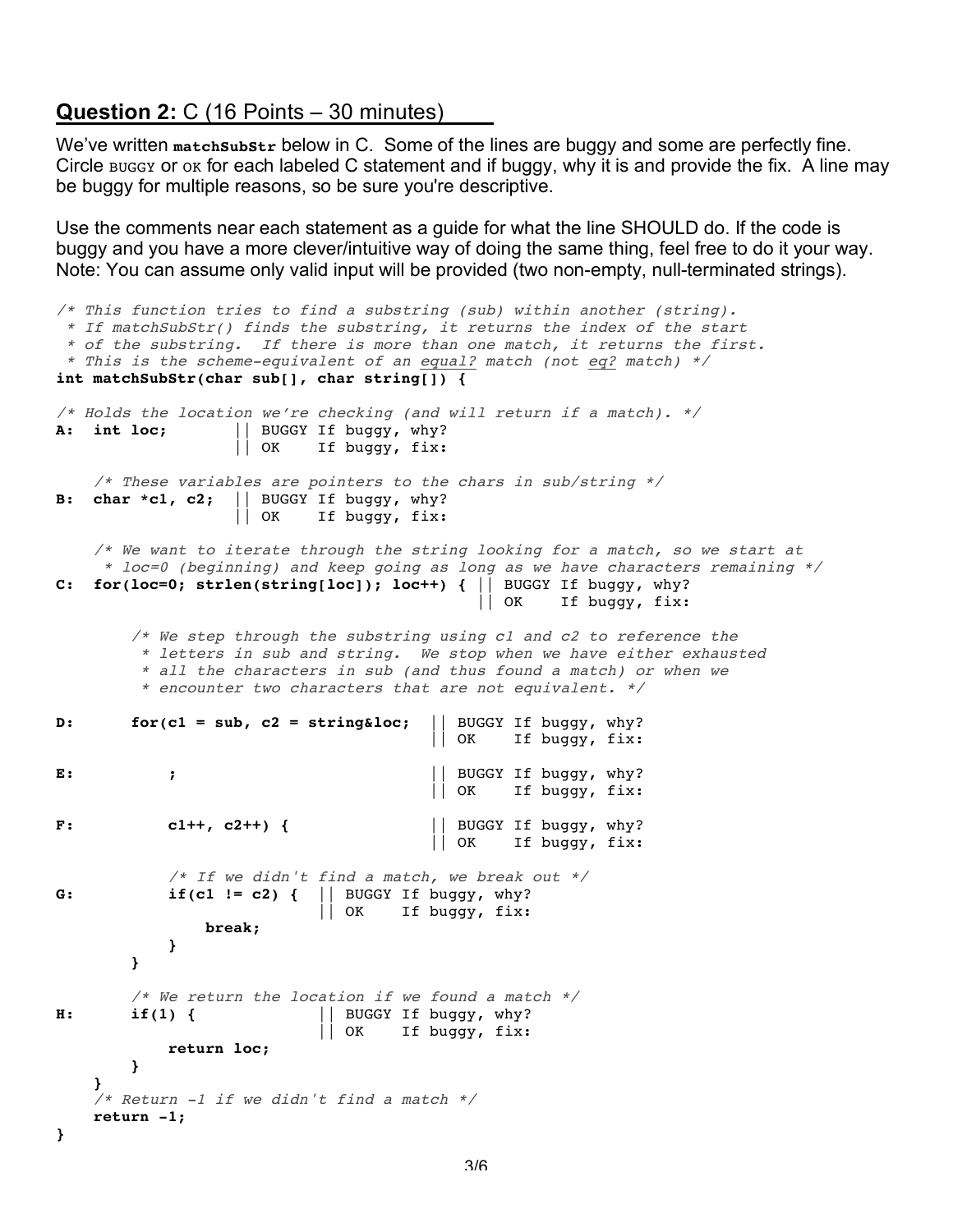## **Question 2:** C (16 Points – 30 minutes)

We've written **matchSubStr** below in C. Some of the lines are buggy and some are perfectly fine. Circle BUGGY or OK for each labeled C statement and if buggy, why it is and provide the fix. A line may be buggy for multiple reasons, so be sure you're descriptive.

Use the comments near each statement as a guide for what the line SHOULD do. If the code is buggy and you have a more clever/intuitive way of doing the same thing, feel free to do it your way. Note: You can assume only valid input will be provided (two non-empty, null-terminated strings).

```
/* This function tries to find a substring (sub) within another (string).
 * If matchSubStr() finds the substring, it returns the index of the start
 * of the substring.  If there is more than one match, it returns the first.
 * This is the scheme-equivalent of an equal? match (not eq? match) */
int matchSubStr(char sub[], char string[]) {

/* Holds the location we're checking (and will return if a match). */
A:  int loc;         || BUGGY If buggy, why?
                     || OK    If buggy, fix:

    /* These variables are pointers to the chars in sub/string */
B:  char *c1, c2;    || BUGGY If buggy, why?
                     || OK    If buggy, fix:

    /* We want to iterate through the string looking for a match, so we start at
     * loc=0 (beginning) and keep going as long as we have characters remaining */
C:  for(loc=0; strlen(string[loc]); loc++) { || BUGGY If buggy, why?
                                              || OK    If buggy, fix:

        /* We step through the substring using c1 and c2 to reference the
         * letters in sub and string.  We stop when we have either exhausted
         * all the characters in sub (and thus found a match) or when we
         * encounter two characters that are not equivalent. */

D:      for(c1 = sub, c2 = string&loc;   || BUGGY If buggy, why?
                                         || OK    If buggy, fix:

E:          ;                            || BUGGY If buggy, why?
                                         || OK    If buggy, fix:

F:          c1++, c2++) {                || BUGGY If buggy, why?
                                         || OK    If buggy, fix:

            /* If we didn't find a match, we break out */
G:          if(c1 != c2) {   || BUGGY If buggy, why?
                             || OK    If buggy, fix:
                break;
            }
        }

        /* We return the location if we found a match */
H:      if(1) {              || BUGGY If buggy, why?
                             || OK    If buggy, fix:
            return loc;
        }
    }
    /* Return -1 if we didn't find a match */
    return -1;
}
```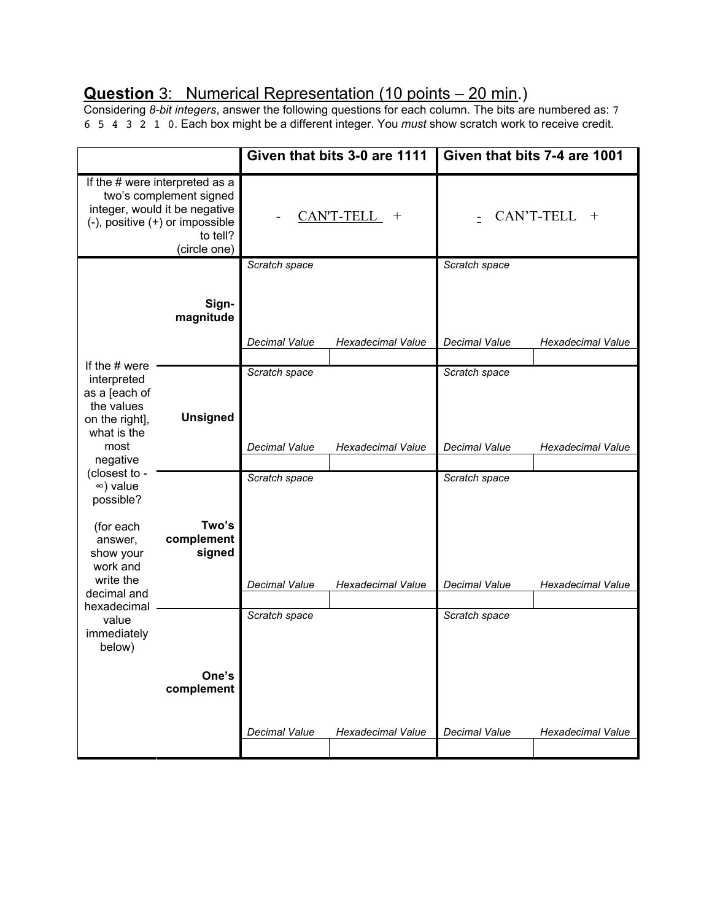**Question** 3: Numerical Representation (10 points – 20 min.)

Considering *8-bit integers*, answer the following questions for each column. The bits are numbered as: 7 6 5 4 3 2 1 0. Each box might be a different integer. You *must* show scratch work to receive credit.

| | | **Given that bits 3-0 are 1111** | | **Given that bits 7-4 are 1001** | |
|---|---|---|---|---|---|
| If the # were interpreted as a two's complement signed integer, would it be negative (-), positive (+) or impossible to tell? (circle one) | | - <u>CAN'T-TELL</u> + | | <u>-</u> CAN'T-TELL + | |
| If the # were interpreted as a [each of the values on the right], what is the most negative (closest to -∞) value possible? (for each answer, show your work and write the decimal and hexadecimal value immediately below) | **Sign-magnitude** | *Scratch space* | | *Scratch space* | |
| | | *Decimal Value* | *Hexadecimal Value* | *Decimal Value* | *Hexadecimal Value* |
| | | | | | |
| | **Unsigned** | *Scratch space* | | *Scratch space* | |
| | | *Decimal Value* | *Hexadecimal Value* | *Decimal Value* | *Hexadecimal Value* |
| | | | | | |
| | **Two's complement signed** | *Scratch space* | | *Scratch space* | |
| | | *Decimal Value* | *Hexadecimal Value* | *Decimal Value* | *Hexadecimal Value* |
| | | | | | |
| | **One's complement** | *Scratch space* | | *Scratch space* | |
| | | *Decimal Value* | *Hexadecimal Value* | *Decimal Value* | *Hexadecimal Value* |
| | | | | | |